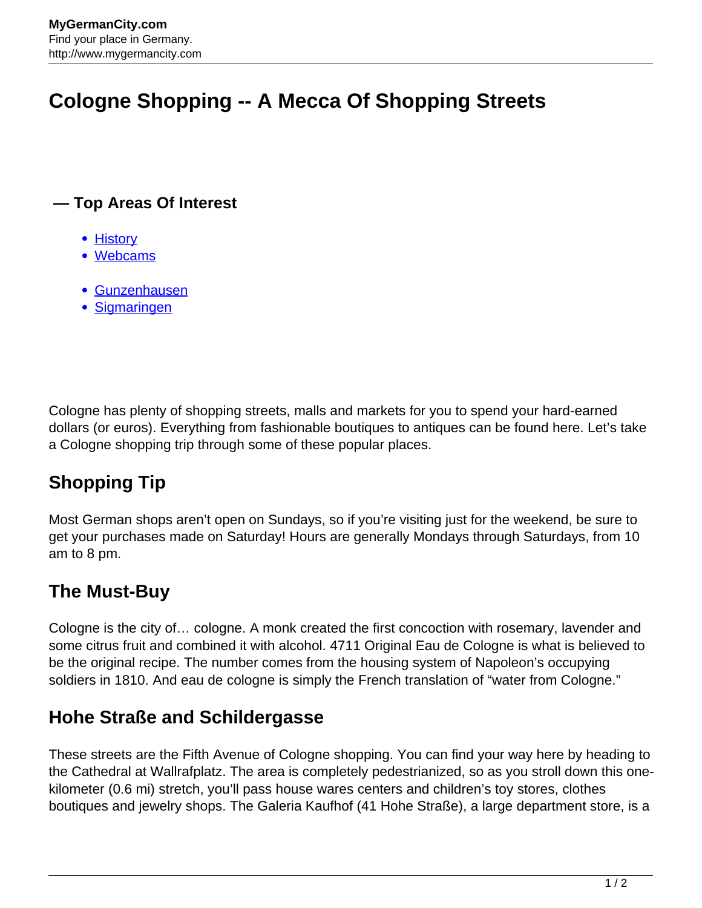# Cologne Shopping -- A Mecca Of Shopping Streets

**— Top Areas Of Interest**

- History
- Webcams

- Gunzenhausen
- Sigmaringen

Cologne has plenty of shopping streets, malls and markets for you to spend your hard-earned dollars (or euros). Everything from fashionable boutiques to antiques can be found here. Let's take a Cologne shopping trip through some of these popular places.

## Shopping Tip

Most German shops aren't open on Sundays, so if you're visiting just for the weekend, be sure to get your purchases made on Saturday! Hours are generally Mondays through Saturdays, from 10 am to 8 pm.

## The Must-Buy

Cologne is the city of… cologne. A monk created the first concoction with rosemary, lavender and some citrus fruit and combined it with alcohol. 4711 Original Eau de Cologne is what is believed to be the original recipe. The number comes from the housing system of Napoleon's occupying soldiers in 1810. And eau de cologne is simply the French translation of "water from Cologne."

## Hohe Straße and Schildergasse

These streets are the Fifth Avenue of Cologne shopping. You can find your way here by heading to the Cathedral at Wallrafplatz. The area is completely pedestrianized, so as you stroll down this one-kilometer (0.6 mi) stretch, you'll pass house wares centers and children's toy stores, clothes boutiques and jewelry shops. The Galeria Kaufhof (41 Hohe Straße), a large department store, is a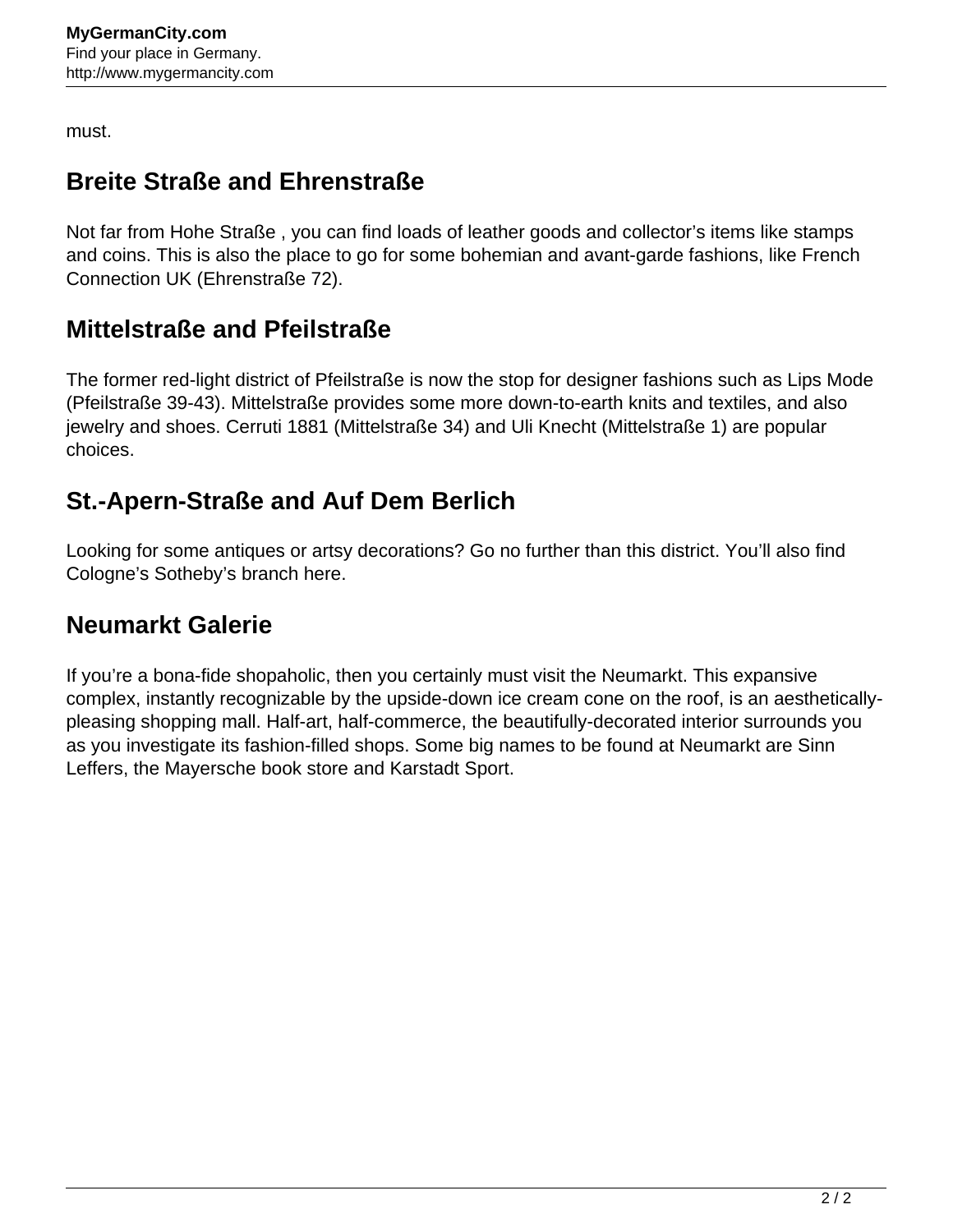must.

## Breite Straße and Ehrenstraße

Not far from Hohe Straße , you can find loads of leather goods and collector's items like stamps and coins. This is also the place to go for some bohemian and avant-garde fashions, like French Connection UK (Ehrenstraße 72).

## Mittelstraße and Pfeilstraße

The former red-light district of Pfeilstraße is now the stop for designer fashions such as Lips Mode (Pfeilstraße 39-43). Mittelstraße provides some more down-to-earth knits and textiles, and also jewelry and shoes. Cerruti 1881 (Mittelstraße 34) and Uli Knecht (Mittelstraße 1) are popular choices.

## St.-Apern-Straße and Auf Dem Berlich

Looking for some antiques or artsy decorations? Go no further than this district. You'll also find Cologne's Sotheby's branch here.

## Neumarkt Galerie

If you're a bona-fide shopaholic, then you certainly must visit the Neumarkt. This expansive complex, instantly recognizable by the upside-down ice cream cone on the roof, is an aesthetically-pleasing shopping mall. Half-art, half-commerce, the beautifully-decorated interior surrounds you as you investigate its fashion-filled shops. Some big names to be found at Neumarkt are Sinn Leffers, the Mayersche book store and Karstadt Sport.